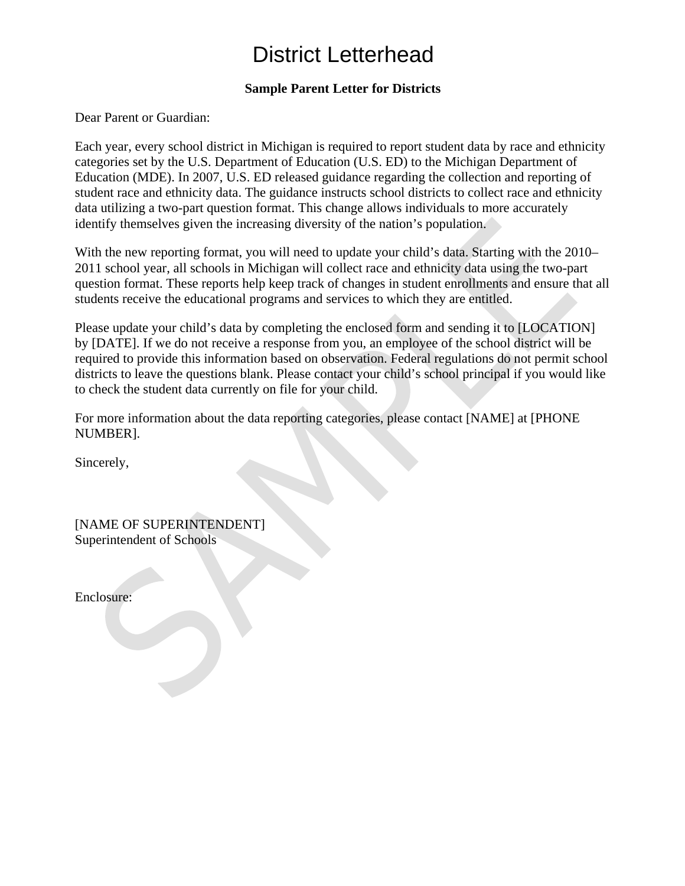# District Letterhead

**Sample Parent Letter for Districts**

Dear Parent or Guardian:

Each year, every school district in Michigan is required to report student data by race and ethnicity categories set by the U.S. Department of Education (U.S. ED) to the Michigan Department of Education (MDE). In 2007, U.S. ED released guidance regarding the collection and reporting of student race and ethnicity data. The guidance instructs school districts to collect race and ethnicity data utilizing a two-part question format. This change allows individuals to more accurately identify themselves given the increasing diversity of the nation's population.

With the new reporting format, you will need to update your child's data. Starting with the 2010–2011 school year, all schools in Michigan will collect race and ethnicity data using the two-part question format. These reports help keep track of changes in student enrollments and ensure that all students receive the educational programs and services to which they are entitled.

Please update your child's data by completing the enclosed form and sending it to [LOCATION] by [DATE]. If we do not receive a response from you, an employee of the school district will be required to provide this information based on observation. Federal regulations do not permit school districts to leave the questions blank. Please contact your child's school principal if you would like to check the student data currently on file for your child.

For more information about the data reporting categories, please contact [NAME] at [PHONE NUMBER].

Sincerely,

[NAME OF SUPERINTENDENT]
Superintendent of Schools

Enclosure: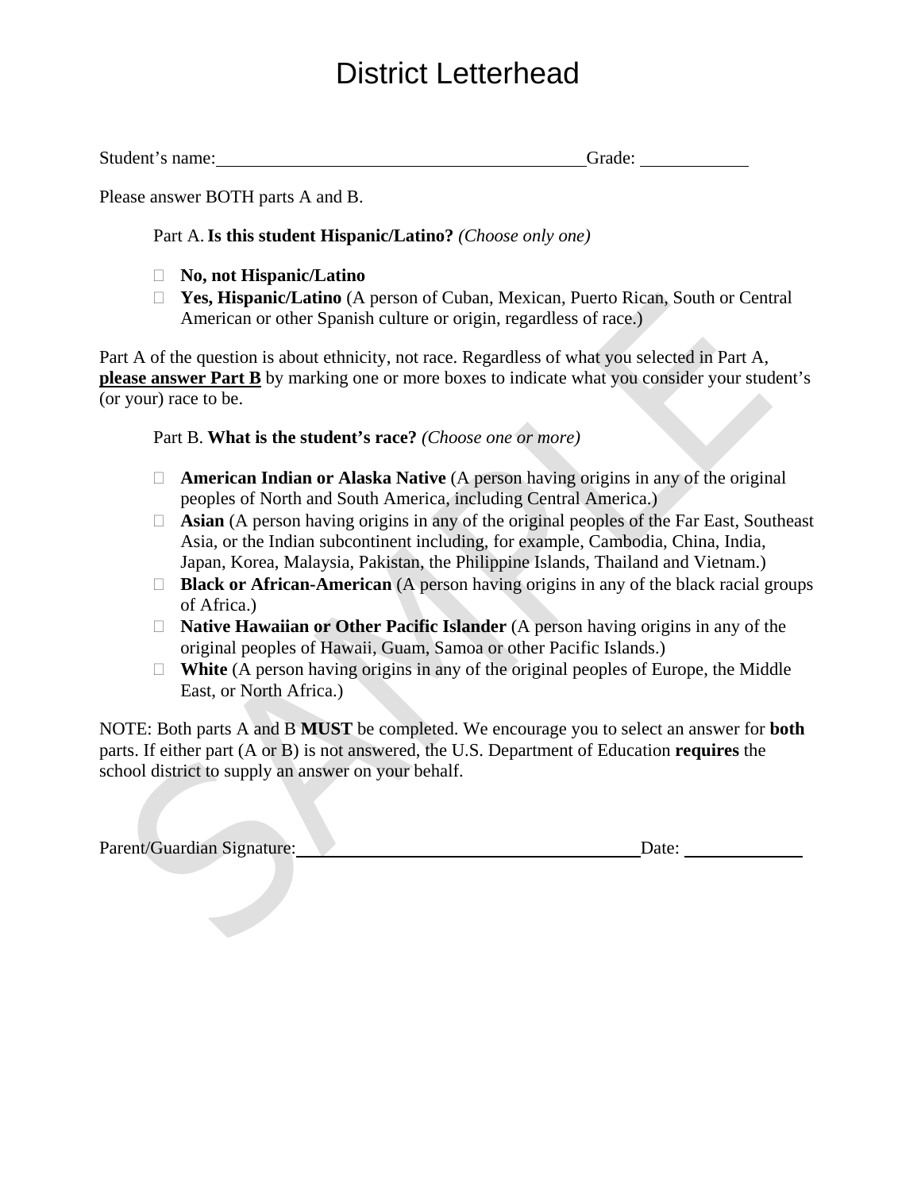# District Letterhead

Student's name:\_\_\_\_\_\_\_\_\_\_\_\_\_\_\_\_\_\_\_\_\_\_\_\_\_\_\_\_\_\_\_\_\_\_\_\_\_\_\_\_Grade: \_\_\_\_\_\_\_\_\_\_\_\_

Please answer BOTH parts A and B.

Part A. **Is this student Hispanic/Latino?** *(Choose only one)*

- ☐ **No, not Hispanic/Latino**
- ☐ **Yes, Hispanic/Latino** (A person of Cuban, Mexican, Puerto Rican, South or Central American or other Spanish culture or origin, regardless of race.)

Part A of the question is about ethnicity, not race. Regardless of what you selected in Part A, **please answer Part B** by marking one or more boxes to indicate what you consider your student's (or your) race to be.

Part B. **What is the student's race?** *(Choose one or more)*

- ☐ **American Indian or Alaska Native** (A person having origins in any of the original peoples of North and South America, including Central America.)
- ☐ **Asian** (A person having origins in any of the original peoples of the Far East, Southeast Asia, or the Indian subcontinent including, for example, Cambodia, China, India, Japan, Korea, Malaysia, Pakistan, the Philippine Islands, Thailand and Vietnam.)
- ☐ **Black or African-American** (A person having origins in any of the black racial groups of Africa.)
- ☐ **Native Hawaiian or Other Pacific Islander** (A person having origins in any of the original peoples of Hawaii, Guam, Samoa or other Pacific Islands.)
- ☐ **White** (A person having origins in any of the original peoples of Europe, the Middle East, or North Africa.)

NOTE: Both parts A and B **MUST** be completed. We encourage you to select an answer for **both** parts. If either part (A or B) is not answered, the U.S. Department of Education **requires** the school district to supply an answer on your behalf.

Parent/Guardian Signature:\_\_\_\_\_\_\_\_\_\_\_\_\_\_\_\_\_\_\_\_\_\_\_\_\_\_\_\_\_\_\_\_\_\_\_\_\_\_\_Date: \_\_\_\_\_\_\_\_\_\_\_\_\_

SAMPLE